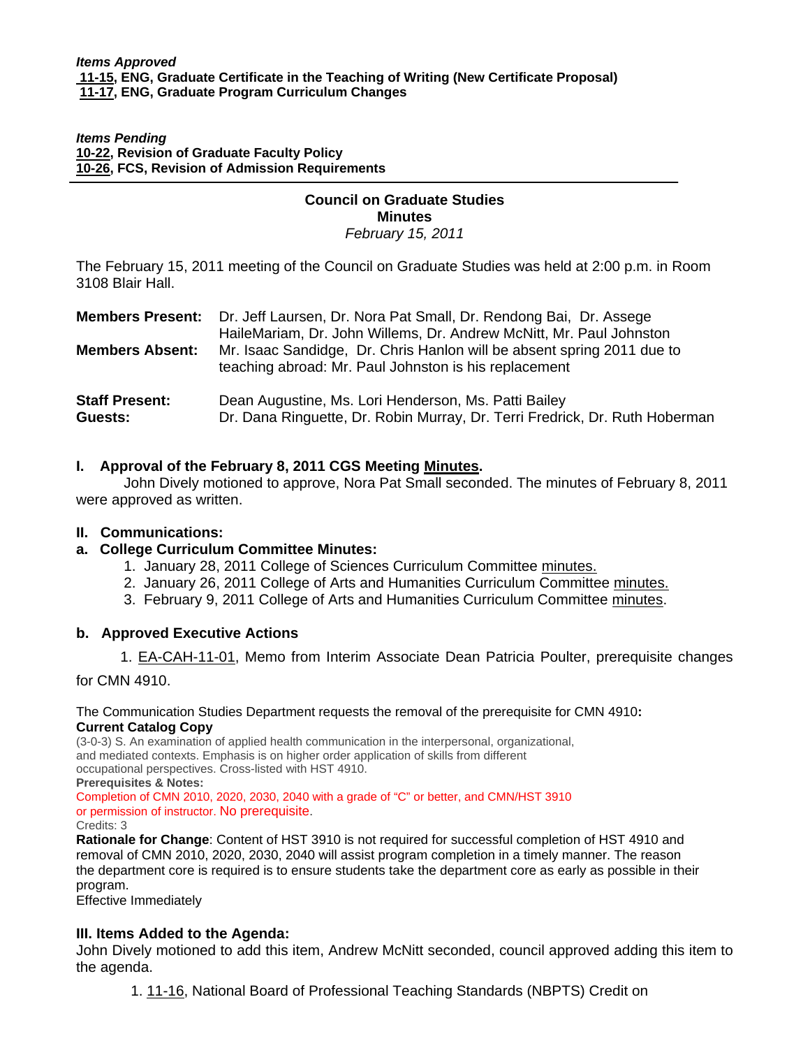***Items Approved***
**11-15, ENG, Graduate Certificate in the Teaching of Writing (New Certificate Proposal)**
**11-17, ENG, Graduate Program Curriculum Changes**

***Items Pending***
**10-22, Revision of Graduate Faculty Policy**
**10-26, FCS, Revision of Admission Requirements**

---

# Council on Graduate Studies
## Minutes
*February 15, 2011*

The February 15, 2011 meeting of the Council on Graduate Studies was held at 2:00 p.m. in Room 3108 Blair Hall.

| | |
|---|---|
| **Members Present:** | Dr. Jeff Laursen, Dr. Nora Pat Small, Dr. Rendong Bai, Dr. Assege HaileMariam, Dr. John Willems, Dr. Andrew McNitt, Mr. Paul Johnston |
| **Members Absent:** | Mr. Isaac Sandidge, Dr. Chris Hanlon will be absent spring 2011 due to teaching abroad: Mr. Paul Johnston is his replacement |
| **Staff Present:** | Dean Augustine, Ms. Lori Henderson, Ms. Patti Bailey |
| **Guests:** | Dr. Dana Ringuette, Dr. Robin Murray, Dr. Terri Fredrick, Dr. Ruth Hoberman |

### I. Approval of the February 8, 2011 CGS Meeting Minutes.

John Dively motioned to approve, Nora Pat Small seconded. The minutes of February 8, 2011 were approved as written.

### II. Communications:

#### a. College Curriculum Committee Minutes:

1. January 28, 2011 College of Sciences Curriculum Committee minutes.
2. January 26, 2011 College of Arts and Humanities Curriculum Committee minutes.
3. February 9, 2011 College of Arts and Humanities Curriculum Committee minutes.

#### b. Approved Executive Actions

1. EA-CAH-11-01, Memo from Interim Associate Dean Patricia Poulter, prerequisite changes for CMN 4910.

The Communication Studies Department requests the removal of the prerequisite for CMN 4910**:**
**Current Catalog Copy**
(3-0-3) S. An examination of applied health communication in the interpersonal, organizational, and mediated contexts. Emphasis is on higher order application of skills from different occupational perspectives. Cross-listed with HST 4910.
**Prerequisites & Notes:**
Completion of CMN 2010, 2020, 2030, 2040 with a grade of "C" or better, and CMN/HST 3910 or permission of instructor. No prerequisite.
Credits: 3
**Rationale for Change**: Content of HST 3910 is not required for successful completion of HST 4910 and removal of CMN 2010, 2020, 2030, 2040 will assist program completion in a timely manner. The reason the department core is required is to ensure students take the department core as early as possible in their program.
Effective Immediately

### III. Items Added to the Agenda:

John Dively motioned to add this item, Andrew McNitt seconded, council approved adding this item to the agenda.

1. 11-16, National Board of Professional Teaching Standards (NBPTS) Credit on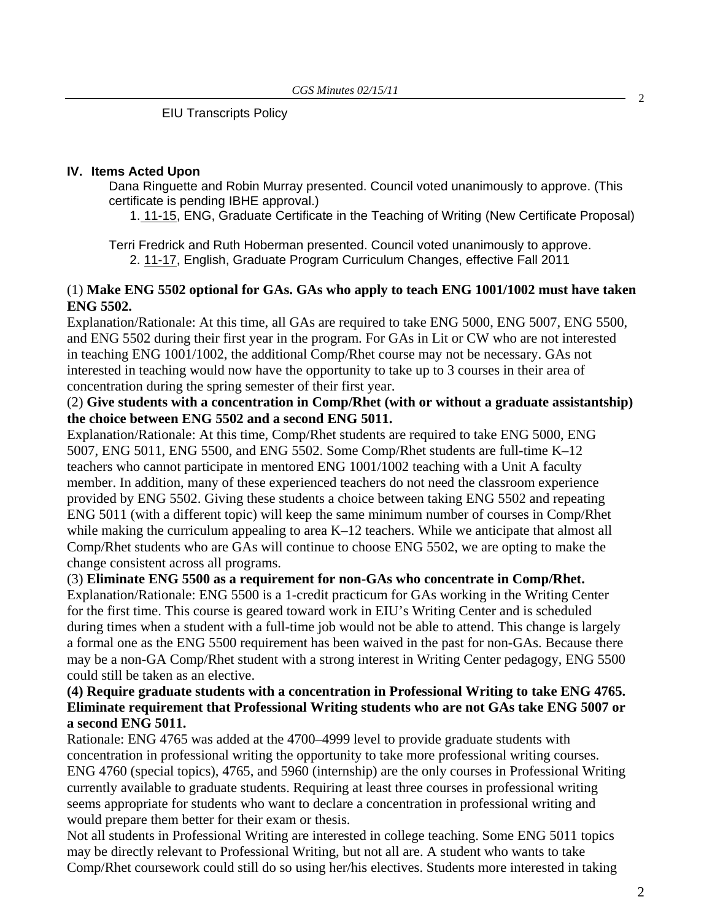EIU Transcripts Policy

## IV. Items Acted Upon

Dana Ringuette and Robin Murray presented. Council voted unanimously to approve. (This certificate is pending IBHE approval.)

1. 11-15, ENG, Graduate Certificate in the Teaching of Writing (New Certificate Proposal)

Terri Fredrick and Ruth Hoberman presented. Council voted unanimously to approve.

2. 11-17, English, Graduate Program Curriculum Changes, effective Fall 2011

(1) **Make ENG 5502 optional for GAs. GAs who apply to teach ENG 1001/1002 must have taken ENG 5502.**

Explanation/Rationale: At this time, all GAs are required to take ENG 5000, ENG 5007, ENG 5500, and ENG 5502 during their first year in the program. For GAs in Lit or CW who are not interested in teaching ENG 1001/1002, the additional Comp/Rhet course may not be necessary. GAs not interested in teaching would now have the opportunity to take up to 3 courses in their area of concentration during the spring semester of their first year.

(2) **Give students with a concentration in Comp/Rhet (with or without a graduate assistantship) the choice between ENG 5502 and a second ENG 5011.**

Explanation/Rationale: At this time, Comp/Rhet students are required to take ENG 5000, ENG 5007, ENG 5011, ENG 5500, and ENG 5502. Some Comp/Rhet students are full-time K–12 teachers who cannot participate in mentored ENG 1001/1002 teaching with a Unit A faculty member. In addition, many of these experienced teachers do not need the classroom experience provided by ENG 5502. Giving these students a choice between taking ENG 5502 and repeating ENG 5011 (with a different topic) will keep the same minimum number of courses in Comp/Rhet while making the curriculum appealing to area K–12 teachers. While we anticipate that almost all Comp/Rhet students who are GAs will continue to choose ENG 5502, we are opting to make the change consistent across all programs.

(3) **Eliminate ENG 5500 as a requirement for non-GAs who concentrate in Comp/Rhet.**

Explanation/Rationale: ENG 5500 is a 1-credit practicum for GAs working in the Writing Center for the first time. This course is geared toward work in EIU's Writing Center and is scheduled during times when a student with a full-time job would not be able to attend. This change is largely a formal one as the ENG 5500 requirement has been waived in the past for non-GAs. Because there may be a non-GA Comp/Rhet student with a strong interest in Writing Center pedagogy, ENG 5500 could still be taken as an elective.

**(4) Require graduate students with a concentration in Professional Writing to take ENG 4765. Eliminate requirement that Professional Writing students who are not GAs take ENG 5007 or a second ENG 5011.**

Rationale: ENG 4765 was added at the 4700–4999 level to provide graduate students with concentration in professional writing the opportunity to take more professional writing courses. ENG 4760 (special topics), 4765, and 5960 (internship) are the only courses in Professional Writing currently available to graduate students. Requiring at least three courses in professional writing seems appropriate for students who want to declare a concentration in professional writing and would prepare them better for their exam or thesis.

Not all students in Professional Writing are interested in college teaching. Some ENG 5011 topics may be directly relevant to Professional Writing, but not all are. A student who wants to take Comp/Rhet coursework could still do so using her/his electives. Students more interested in taking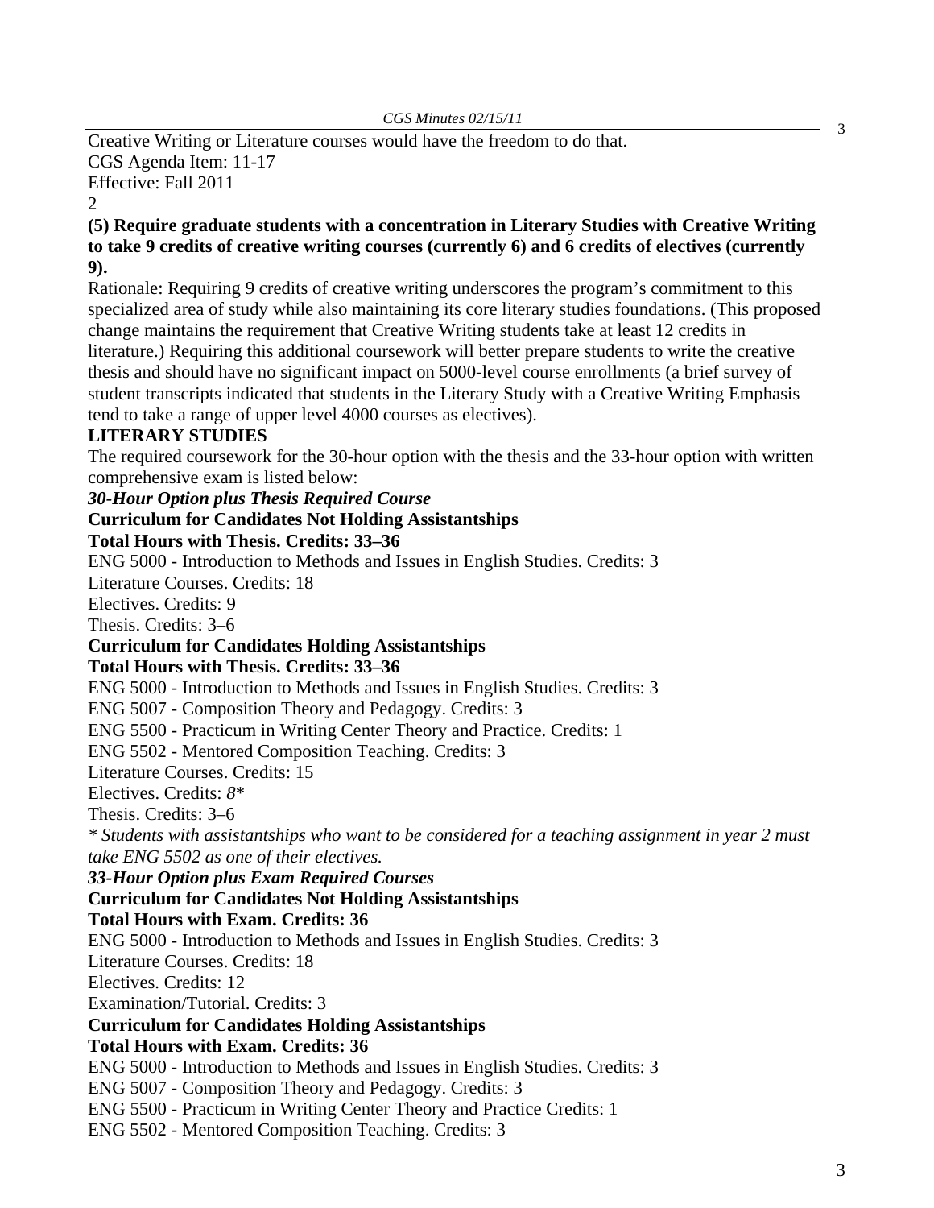Creative Writing or Literature courses would have the freedom to do that.
CGS Agenda Item: 11-17
Effective: Fall 2011
2

**(5) Require graduate students with a concentration in Literary Studies with Creative Writing to take 9 credits of creative writing courses (currently 6) and 6 credits of electives (currently 9).**

Rationale: Requiring 9 credits of creative writing underscores the program's commitment to this specialized area of study while also maintaining its core literary studies foundations. (This proposed change maintains the requirement that Creative Writing students take at least 12 credits in literature.) Requiring this additional coursework will better prepare students to write the creative thesis and should have no significant impact on 5000-level course enrollments (a brief survey of student transcripts indicated that students in the Literary Study with a Creative Writing Emphasis tend to take a range of upper level 4000 courses as electives).

**LITERARY STUDIES**

The required coursework for the 30-hour option with the thesis and the 33-hour option with written comprehensive exam is listed below:

***30-Hour Option plus Thesis Required Course***

**Curriculum for Candidates Not Holding Assistantships**

**Total Hours with Thesis. Credits: 33–36**

ENG 5000 - Introduction to Methods and Issues in English Studies. Credits: 3
Literature Courses. Credits: 18
Electives. Credits: 9
Thesis. Credits: 3–6

**Curriculum for Candidates Holding Assistantships**

**Total Hours with Thesis. Credits: 33–36**

ENG 5000 - Introduction to Methods and Issues in English Studies. Credits: 3
ENG 5007 - Composition Theory and Pedagogy. Credits: 3
ENG 5500 - Practicum in Writing Center Theory and Practice. Credits: 1
ENG 5502 - Mentored Composition Teaching. Credits: 3
Literature Courses. Credits: 15
Electives. Credits: *8**
Thesis. Credits: 3–6

*\* Students with assistantships who want to be considered for a teaching assignment in year 2 must take ENG 5502 as one of their electives.*

***33-Hour Option plus Exam Required Courses***

**Curriculum for Candidates Not Holding Assistantships**

**Total Hours with Exam. Credits: 36**

ENG 5000 - Introduction to Methods and Issues in English Studies. Credits: 3
Literature Courses. Credits: 18
Electives. Credits: 12
Examination/Tutorial. Credits: 3

**Curriculum for Candidates Holding Assistantships**

**Total Hours with Exam. Credits: 36**

ENG 5000 - Introduction to Methods and Issues in English Studies. Credits: 3
ENG 5007 - Composition Theory and Pedagogy. Credits: 3
ENG 5500 - Practicum in Writing Center Theory and Practice Credits: 1
ENG 5502 - Mentored Composition Teaching. Credits: 3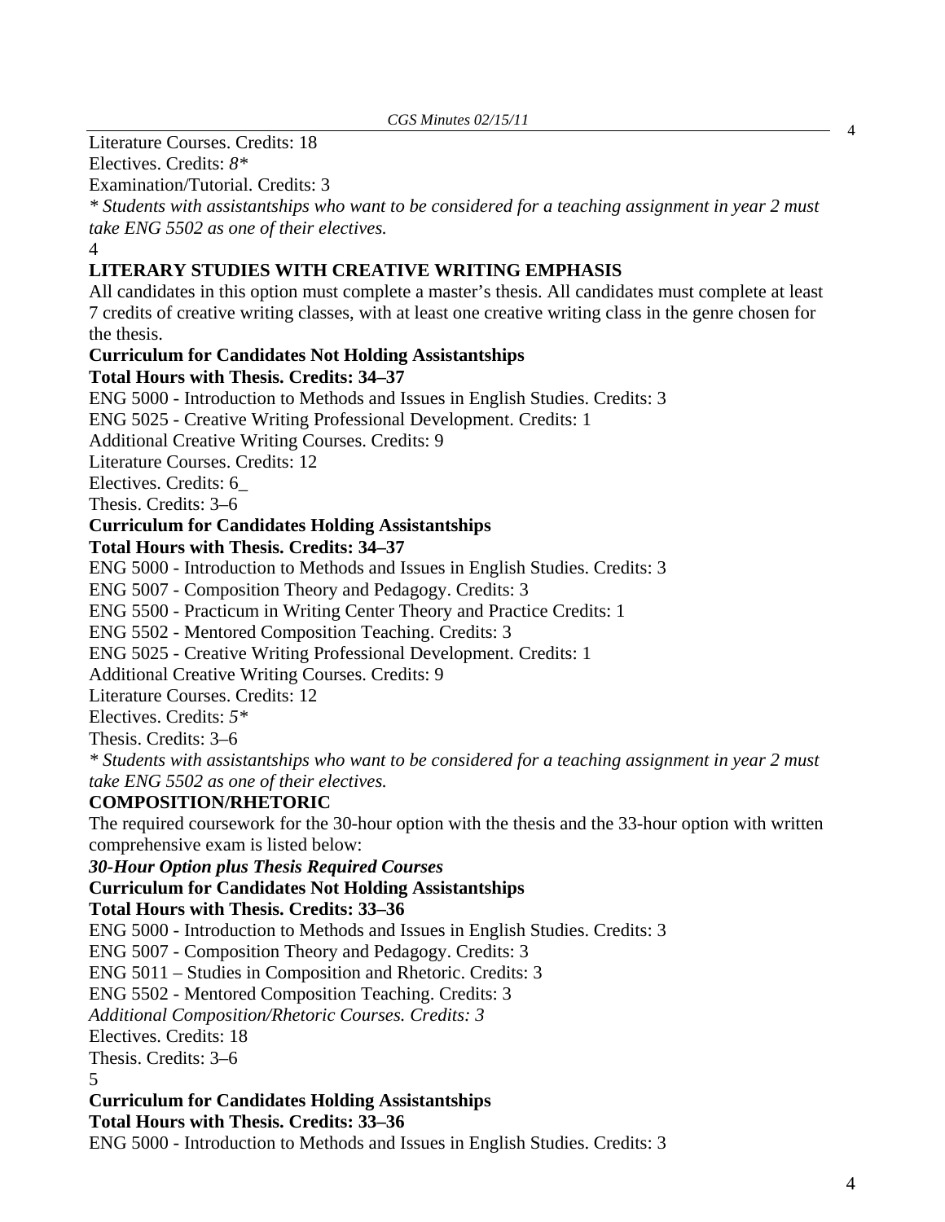Literature Courses. Credits: 18

Electives. Credits: *8**

Examination/Tutorial. Credits: 3

*\* Students with assistantships who want to be considered for a teaching assignment in year 2 must take ENG 5502 as one of their electives.*

4

**LITERARY STUDIES WITH CREATIVE WRITING EMPHASIS**

All candidates in this option must complete a master's thesis. All candidates must complete at least 7 credits of creative writing classes, with at least one creative writing class in the genre chosen for the thesis.

**Curriculum for Candidates Not Holding Assistantships**

**Total Hours with Thesis. Credits: 34–37**

ENG 5000 - Introduction to Methods and Issues in English Studies. Credits: 3

ENG 5025 - Creative Writing Professional Development. Credits: 1

Additional Creative Writing Courses. Credits: 9

Literature Courses. Credits: 12

Electives. Credits: 6_

Thesis. Credits: 3–6

**Curriculum for Candidates Holding Assistantships**

**Total Hours with Thesis. Credits: 34–37**

ENG 5000 - Introduction to Methods and Issues in English Studies. Credits: 3

ENG 5007 - Composition Theory and Pedagogy. Credits: 3

ENG 5500 - Practicum in Writing Center Theory and Practice Credits: 1

ENG 5502 - Mentored Composition Teaching. Credits: 3

ENG 5025 - Creative Writing Professional Development. Credits: 1

Additional Creative Writing Courses. Credits: 9

Literature Courses. Credits: 12

Electives. Credits: *5**

Thesis. Credits: 3–6

*\* Students with assistantships who want to be considered for a teaching assignment in year 2 must take ENG 5502 as one of their electives.*

**COMPOSITION/RHETORIC**

The required coursework for the 30-hour option with the thesis and the 33-hour option with written comprehensive exam is listed below:

***30-Hour Option plus Thesis Required Courses***

**Curriculum for Candidates Not Holding Assistantships**

**Total Hours with Thesis. Credits: 33–36**

ENG 5000 - Introduction to Methods and Issues in English Studies. Credits: 3

ENG 5007 - Composition Theory and Pedagogy. Credits: 3

ENG 5011 – Studies in Composition and Rhetoric. Credits: 3

ENG 5502 - Mentored Composition Teaching. Credits: 3

*Additional Composition/Rhetoric Courses. Credits: 3*

Electives. Credits: 18

Thesis. Credits: 3–6

5

**Curriculum for Candidates Holding Assistantships**

**Total Hours with Thesis. Credits: 33–36**

ENG 5000 - Introduction to Methods and Issues in English Studies. Credits: 3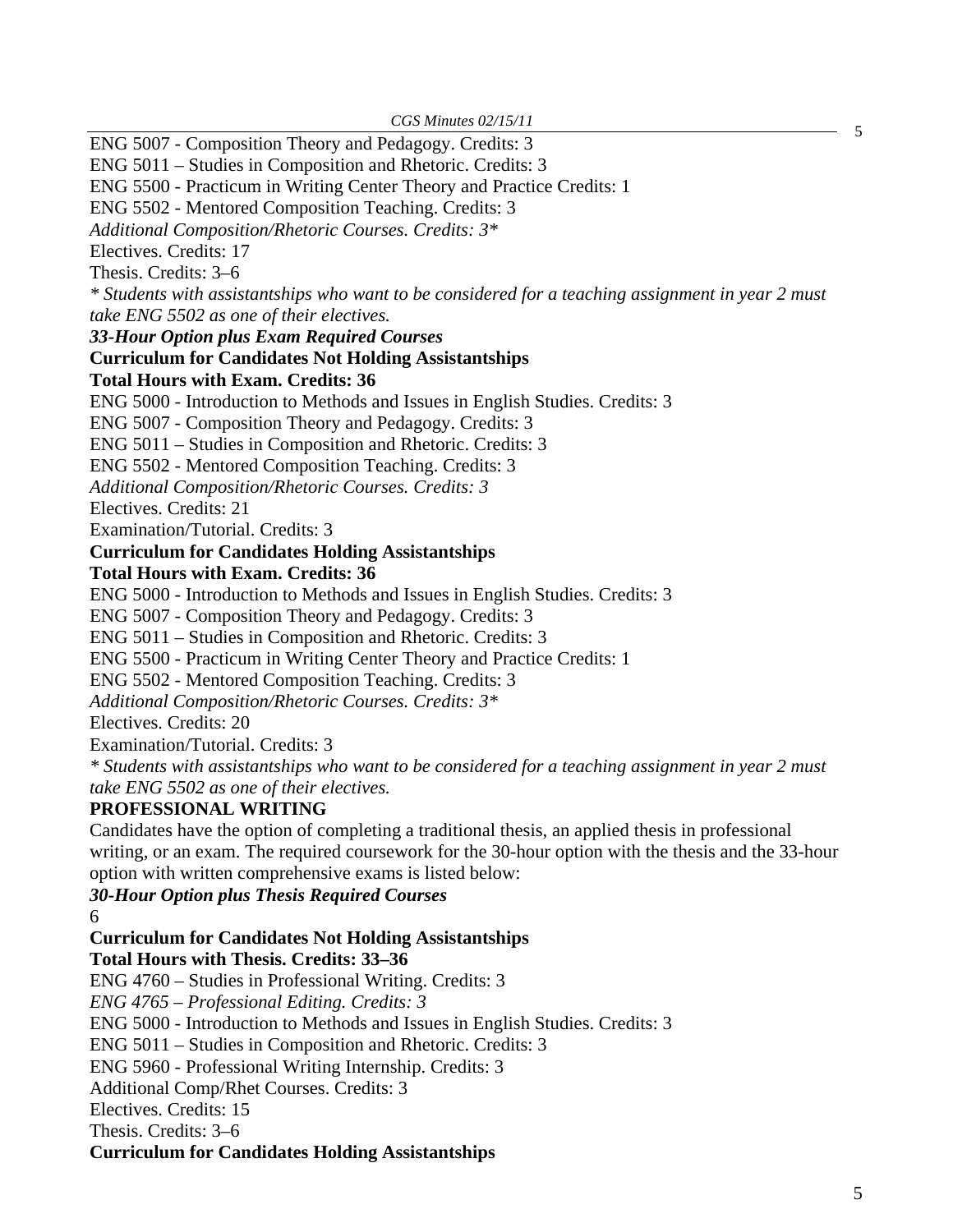ENG 5007 - Composition Theory and Pedagogy. Credits: 3
ENG 5011 – Studies in Composition and Rhetoric. Credits: 3
ENG 5500 - Practicum in Writing Center Theory and Practice Credits: 1
ENG 5502 - Mentored Composition Teaching. Credits: 3
*Additional Composition/Rhetoric Courses. Credits: 3**
Electives. Credits: 17
Thesis. Credits: 3–6
*\* Students with assistantships who want to be considered for a teaching assignment in year 2 must take ENG 5502 as one of their electives.*

***33-Hour Option plus Exam Required Courses***

**Curriculum for Candidates Not Holding Assistantships**

**Total Hours with Exam. Credits: 36**

ENG 5000 - Introduction to Methods and Issues in English Studies. Credits: 3
ENG 5007 - Composition Theory and Pedagogy. Credits: 3
ENG 5011 – Studies in Composition and Rhetoric. Credits: 3
ENG 5502 - Mentored Composition Teaching. Credits: 3
*Additional Composition/Rhetoric Courses. Credits: 3*
Electives. Credits: 21
Examination/Tutorial. Credits: 3

**Curriculum for Candidates Holding Assistantships**

**Total Hours with Exam. Credits: 36**

ENG 5000 - Introduction to Methods and Issues in English Studies. Credits: 3
ENG 5007 - Composition Theory and Pedagogy. Credits: 3
ENG 5011 – Studies in Composition and Rhetoric. Credits: 3
ENG 5500 - Practicum in Writing Center Theory and Practice Credits: 1
ENG 5502 - Mentored Composition Teaching. Credits: 3
*Additional Composition/Rhetoric Courses. Credits: 3**
Electives. Credits: 20
Examination/Tutorial. Credits: 3
*\* Students with assistantships who want to be considered for a teaching assignment in year 2 must take ENG 5502 as one of their electives.*

**PROFESSIONAL WRITING**

Candidates have the option of completing a traditional thesis, an applied thesis in professional writing, or an exam. The required coursework for the 30-hour option with the thesis and the 33-hour option with written comprehensive exams is listed below:

***30-Hour Option plus Thesis Required Courses***

6

**Curriculum for Candidates Not Holding Assistantships**

**Total Hours with Thesis. Credits: 33–36**

ENG 4760 – Studies in Professional Writing. Credits: 3
*ENG 4765 – Professional Editing. Credits: 3*
ENG 5000 - Introduction to Methods and Issues in English Studies. Credits: 3
ENG 5011 – Studies in Composition and Rhetoric. Credits: 3
ENG 5960 - Professional Writing Internship. Credits: 3
Additional Comp/Rhet Courses. Credits: 3
Electives. Credits: 15
Thesis. Credits: 3–6

**Curriculum for Candidates Holding Assistantships**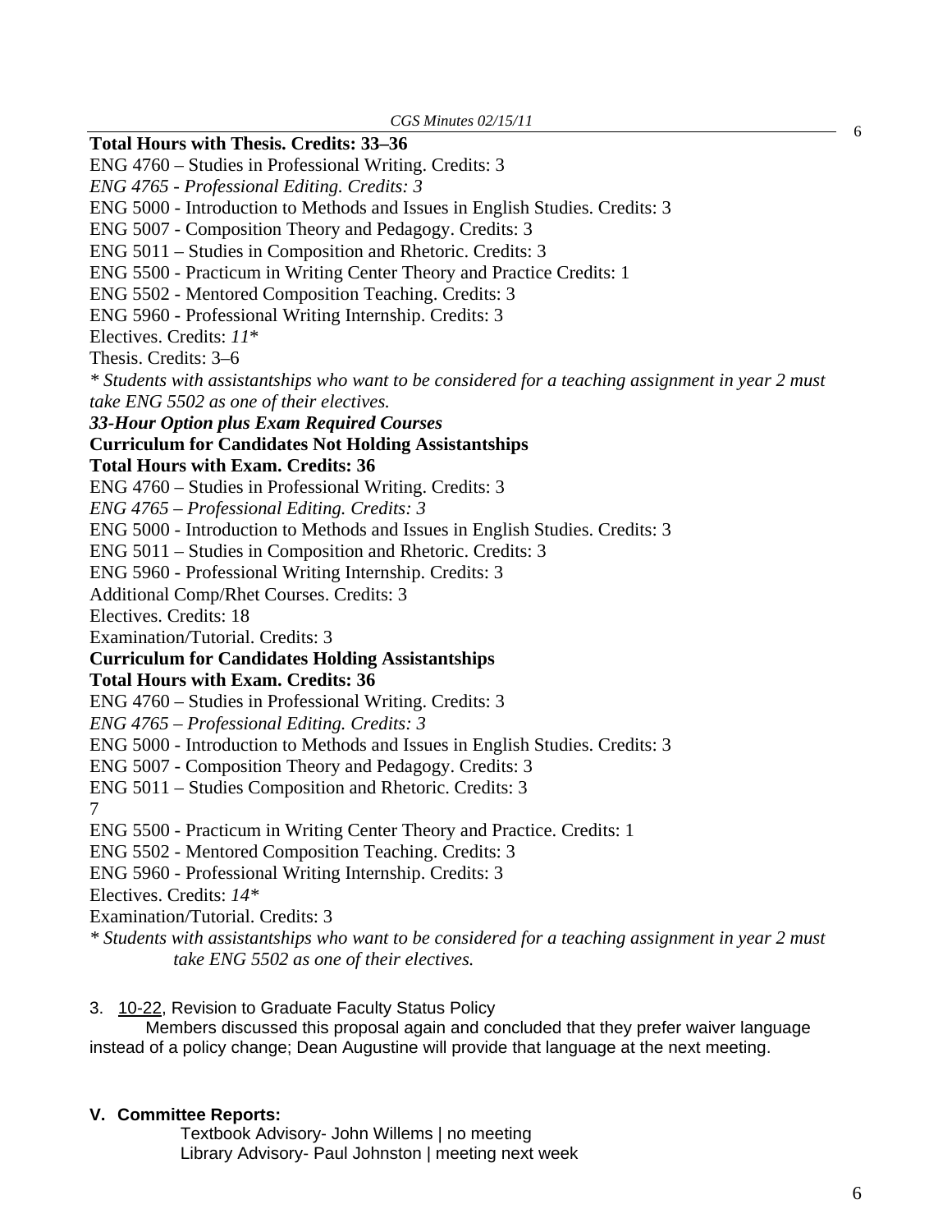**Total Hours with Thesis. Credits: 33–36**

ENG 4760 – Studies in Professional Writing. Credits: 3

*ENG 4765 - Professional Editing. Credits: 3*

ENG 5000 - Introduction to Methods and Issues in English Studies. Credits: 3

ENG 5007 - Composition Theory and Pedagogy. Credits: 3

ENG 5011 – Studies in Composition and Rhetoric. Credits: 3

ENG 5500 - Practicum in Writing Center Theory and Practice Credits: 1

ENG 5502 - Mentored Composition Teaching. Credits: 3

ENG 5960 - Professional Writing Internship. Credits: 3

Electives. Credits: *11**

Thesis. Credits: 3–6

*\* Students with assistantships who want to be considered for a teaching assignment in year 2 must take ENG 5502 as one of their electives.*

***33-Hour Option plus Exam Required Courses***

**Curriculum for Candidates Not Holding Assistantships**

**Total Hours with Exam. Credits: 36**

ENG 4760 – Studies in Professional Writing. Credits: 3

*ENG 4765 – Professional Editing. Credits: 3*

ENG 5000 - Introduction to Methods and Issues in English Studies. Credits: 3

ENG 5011 – Studies in Composition and Rhetoric. Credits: 3

ENG 5960 - Professional Writing Internship. Credits: 3

Additional Comp/Rhet Courses. Credits: 3

Electives. Credits: 18

Examination/Tutorial. Credits: 3

**Curriculum for Candidates Holding Assistantships**

**Total Hours with Exam. Credits: 36**

ENG 4760 – Studies in Professional Writing. Credits: 3

*ENG 4765 – Professional Editing. Credits: 3*

ENG 5000 - Introduction to Methods and Issues in English Studies. Credits: 3

ENG 5007 - Composition Theory and Pedagogy. Credits: 3

ENG 5011 – Studies Composition and Rhetoric. Credits: 3

7

ENG 5500 - Practicum in Writing Center Theory and Practice. Credits: 1

ENG 5502 - Mentored Composition Teaching. Credits: 3

ENG 5960 - Professional Writing Internship. Credits: 3

Electives. Credits: *14**

Examination/Tutorial. Credits: 3

*\* Students with assistantships who want to be considered for a teaching assignment in year 2 must take ENG 5502 as one of their electives.*

3. 10-22, Revision to Graduate Faculty Status Policy

Members discussed this proposal again and concluded that they prefer waiver language instead of a policy change; Dean Augustine will provide that language at the next meeting.

**V. Committee Reports:**

Textbook Advisory- John Willems | no meeting

Library Advisory- Paul Johnston | meeting next week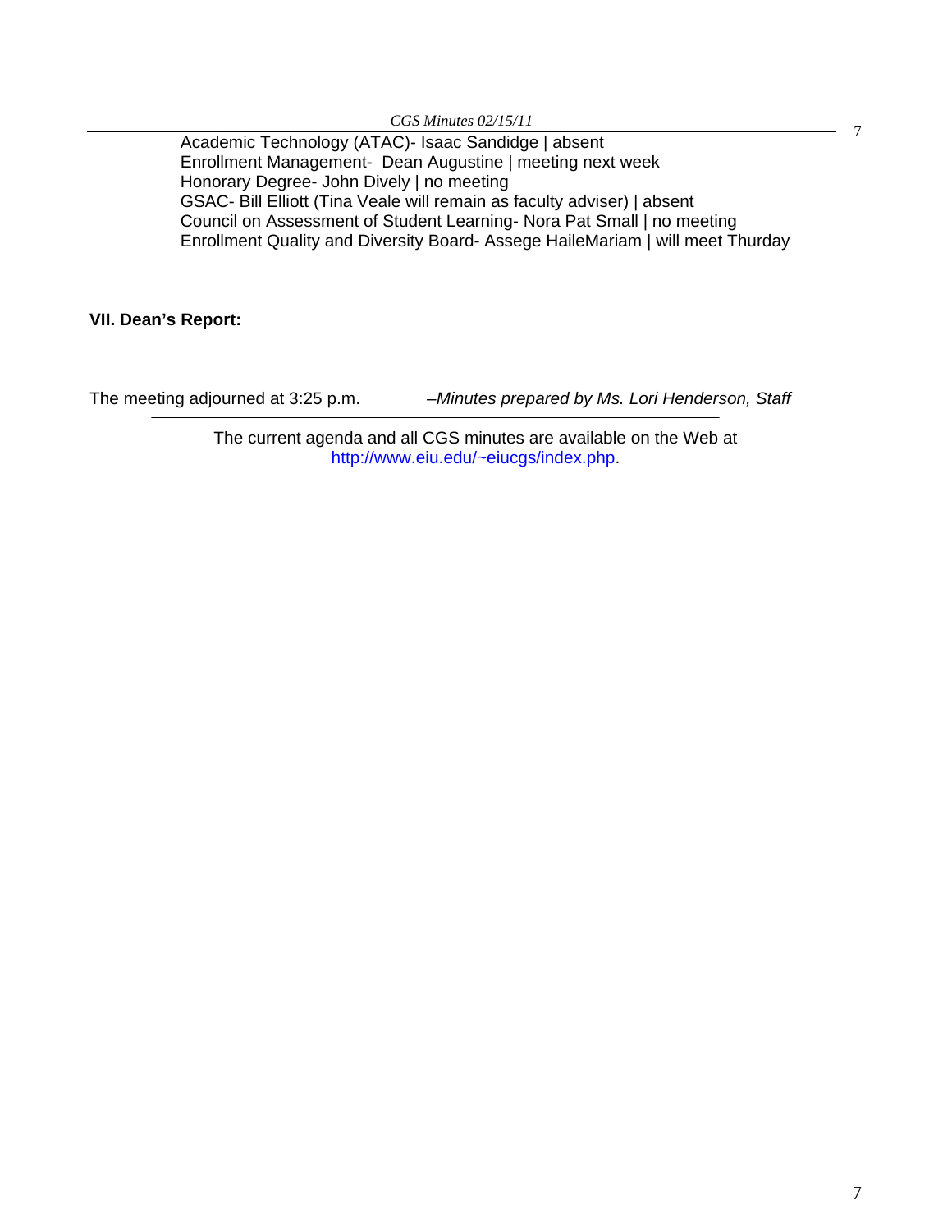Academic Technology (ATAC)- Isaac Sandidge | absent
Enrollment Management- Dean Augustine | meeting next week
Honorary Degree- John Dively | no meeting
GSAC- Bill Elliott (Tina Veale will remain as faculty adviser) | absent
Council on Assessment of Student Learning- Nora Pat Small | no meeting
Enrollment Quality and Diversity Board- Assege HaileMariam | will meet Thurday

**VII. Dean's Report:**

The meeting adjourned at 3:25 p.m. *–Minutes prepared by Ms. Lori Henderson, Staff*

---

The current agenda and all CGS minutes are available on the Web at http://www.eiu.edu/~eiucgs/index.php.